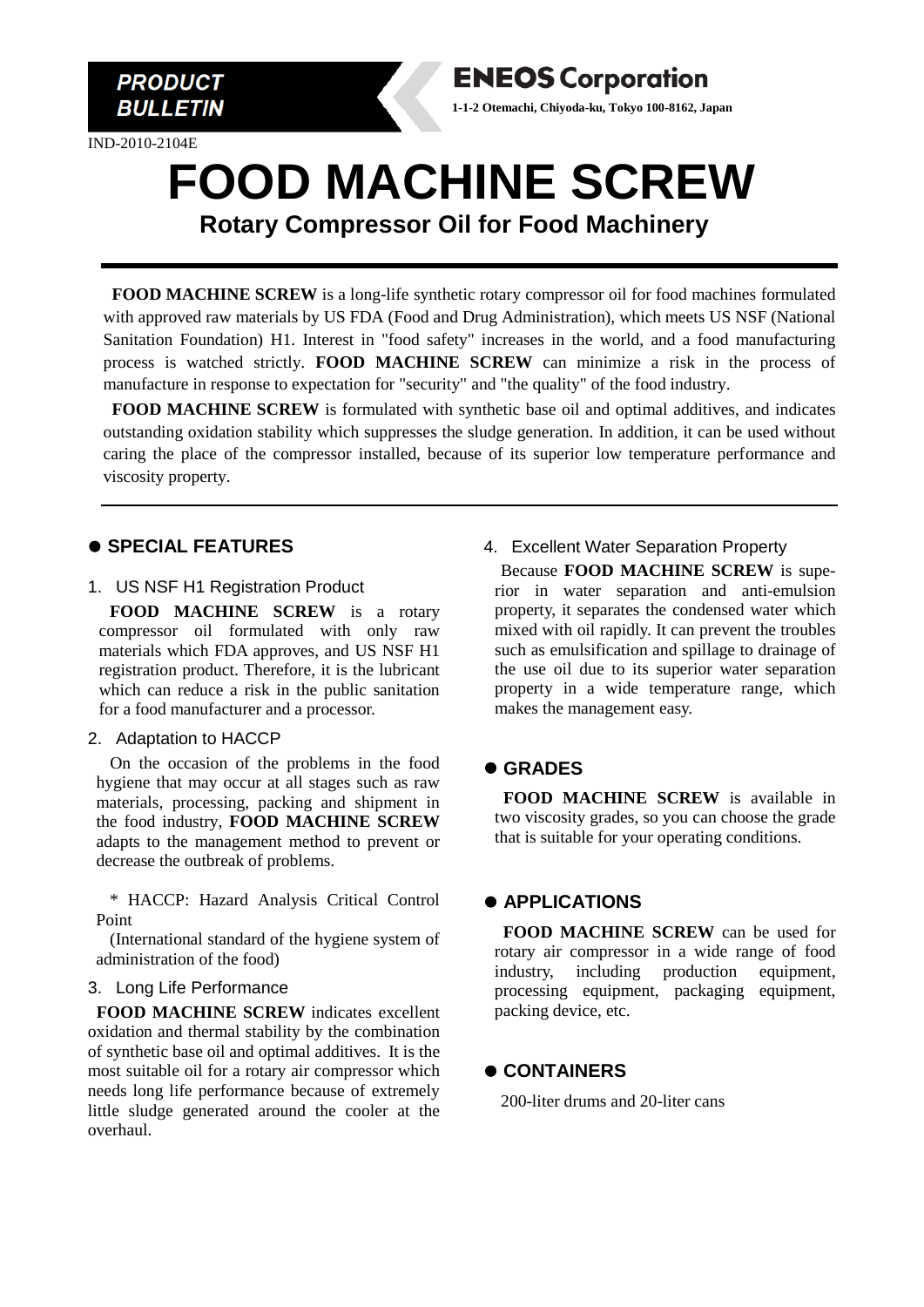PRODUCT BULLETIN

**ENEOS Corporation**

**1-1-2 Otemachi, Chiyoda-ku, Tokyo 100-8162, Japan**

IND-2010-2104E

# FOOD MACHINE SCREW

## Rotary Compressor Oil for Food Machinery

**FOOD MACHINE SCREW** is a long-life synthetic rotary compressor oil for food machines formulated with approved raw materials by US FDA (Food and Drug Administration), which meets US NSF (National Sanitation Foundation) H1. Interest in "food safety" increases in the world, and a food manufacturing process is watched strictly. **FOOD MACHINE SCREW** can minimize a risk in the process of manufacture in response to expectation for "security" and "the quality" of the food industry.

**FOOD MACHINE SCREW** is formulated with synthetic base oil and optimal additives, and indicates outstanding oxidation stability which suppresses the sludge generation. In addition, it can be used without caring the place of the compressor installed, because of its superior low temperature performance and viscosity property.

## ● SPECIAL FEATURES

1. US NSF H1 Registration Product

**FOOD MACHINE SCREW** is a rotary compressor oil formulated with only raw materials which FDA approves, and US NSF H1 registration product. Therefore, it is the lubricant which can reduce a risk in the public sanitation for a food manufacturer and a processor.

2. Adaptation to HACCP

On the occasion of the problems in the food hygiene that may occur at all stages such as raw materials, processing, packing and shipment in the food industry, **FOOD MACHINE SCREW** adapts to the management method to prevent or decrease the outbreak of problems.

\* HACCP: Hazard Analysis Critical Control Point

(International standard of the hygiene system of administration of the food)

3. Long Life Performance

**FOOD MACHINE SCREW** indicates excellent oxidation and thermal stability by the combination of synthetic base oil and optimal additives. It is the most suitable oil for a rotary air compressor which needs long life performance because of extremely little sludge generated around the cooler at the overhaul.

4. Excellent Water Separation Property

Because **FOOD MACHINE SCREW** is superior in water separation and anti-emulsion property, it separates the condensed water which mixed with oil rapidly. It can prevent the troubles such as emulsification and spillage to drainage of the use oil due to its superior water separation property in a wide temperature range, which makes the management easy.

## ● GRADES

**FOOD MACHINE SCREW** is available in two viscosity grades, so you can choose the grade that is suitable for your operating conditions.

## ● APPLICATIONS

**FOOD MACHINE SCREW** can be used for rotary air compressor in a wide range of food industry, including production equipment, processing equipment, packaging equipment, packing device, etc.

## ● CONTAINERS

200-liter drums and 20-liter cans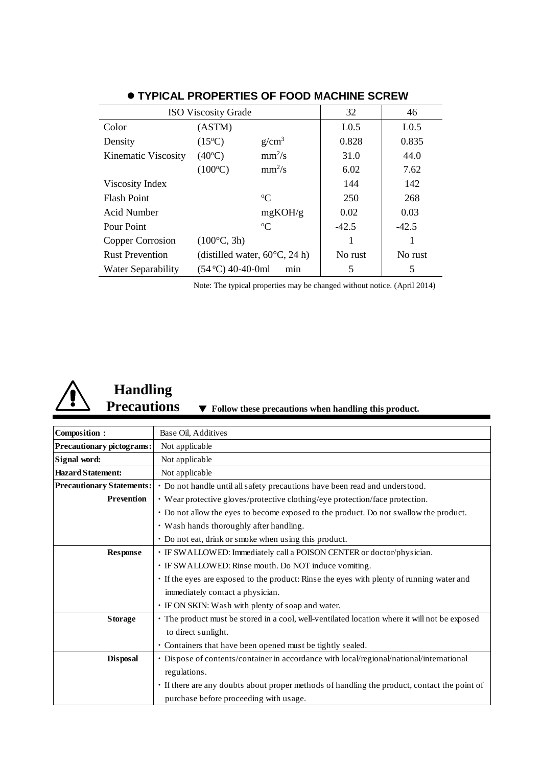## ● TYPICAL PROPERTIES OF FOOD MACHINE SCREW

| ISO Viscosity Grade | | | 32 | 46 |
|---|---|---|---|---|
| Color | (ASTM) | | L0.5 | L0.5 |
| Density | (15°C) | $g/cm^3$ | 0.828 | 0.835 |
| Kinematic Viscosity | (40°C) | $mm^2/s$ | 31.0 | 44.0 |
| | (100°C) | $mm^2/s$ | 6.02 | 7.62 |
| Viscosity Index | | | 144 | 142 |
| Flash Point | | °C | 250 | 268 |
| Acid Number | | mgKOH/g | 0.02 | 0.03 |
| Pour Point | | °C | -42.5 | -42.5 |
| Copper Corrosion | (100°C, 3h) | | 1 | 1 |
| Rust Prevention | (distilled water, 60°C, 24 h) | | No rust | No rust |
| Water Separability | (54 °C) 40-40-0ml | min | 5 | 5 |

Note: The typical properties may be changed without notice. (April 2014)

## Handling Precautions

▼ **Follow these precautions when handling this product.**

| | |
|---|---|
| **Composition :** | Base Oil, Additives |
| **Precautionary pictograms:** | Not applicable |
| **Signal word:** | Not applicable |
| **Hazard Statement:** | Not applicable |
| **Precautionary Statements:** **Prevention** | ・Do not handle until all safety precautions have been read and understood.<br>・Wear protective gloves/protective clothing/eye protection/face protection.<br>・Do not allow the eyes to become exposed to the product. Do not swallow the product.<br>・Wash hands thoroughly after handling.<br>・Do not eat, drink or smoke when using this product. |
| **Response** | ・IF SWALLOWED: Immediately call a POISON CENTER or doctor/physician.<br>・IF SWALLOWED: Rinse mouth. Do NOT induce vomiting.<br>・If the eyes are exposed to the product: Rinse the eyes with plenty of running water and immediately contact a physician.<br>・IF ON SKIN: Wash with plenty of soap and water. |
| **Storage** | ・The product must be stored in a cool, well-ventilated location where it will not be exposed to direct sunlight.<br>・Containers that have been opened must be tightly sealed. |
| **Disposal** | ・Dispose of contents/container in accordance with local/regional/national/international regulations.<br>・If there are any doubts about proper methods of handling the product, contact the point of purchase before proceeding with usage. |